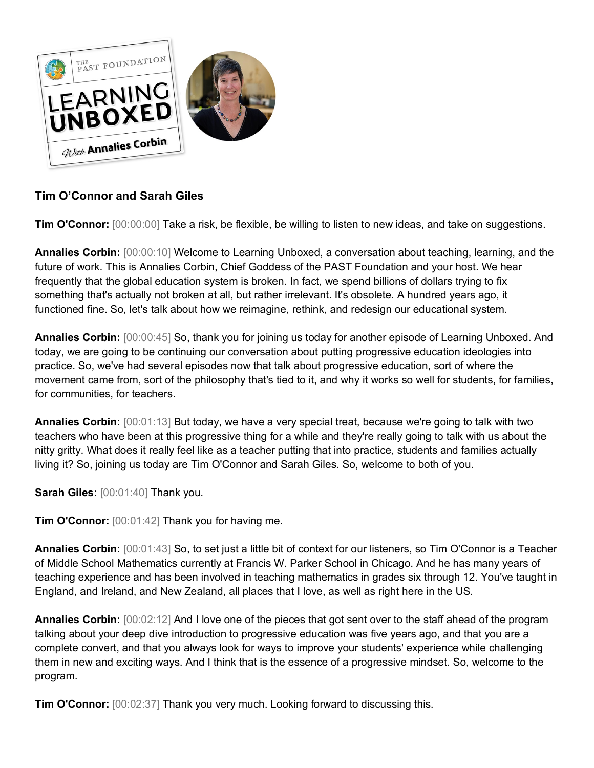**Tim O'Connor and Sarah Giles**

**Tim O'Connor:** [00:00:00] Take a risk, be flexible, be willing to listen to new ideas, and take on suggestions.

**Annalies Corbin:** [00:00:10] Welcome to Learning Unboxed, a conversation about teaching, learning, and the future of work. This is Annalies Corbin, Chief Goddess of the PAST Foundation and your host. We hear frequently that the global education system is broken. In fact, we spend billions of dollars trying to fix something that's actually not broken at all, but rather irrelevant. It's obsolete. A hundred years ago, it functioned fine. So, let's talk about how we reimagine, rethink, and redesign our educational system.

**Annalies Corbin:** [00:00:45] So, thank you for joining us today for another episode of Learning Unboxed. And today, we are going to be continuing our conversation about putting progressive education ideologies into practice. So, we've had several episodes now that talk about progressive education, sort of where the movement came from, sort of the philosophy that's tied to it, and why it works so well for students, for families, for communities, for teachers.

**Annalies Corbin:** [00:01:13] But today, we have a very special treat, because we're going to talk with two teachers who have been at this progressive thing for a while and they're really going to talk with us about the nitty gritty. What does it really feel like as a teacher putting that into practice, students and families actually living it? So, joining us today are Tim O'Connor and Sarah Giles. So, welcome to both of you.

**Sarah Giles:** [00:01:40] Thank you.

**Tim O'Connor:** [00:01:42] Thank you for having me.

**Annalies Corbin:** [00:01:43] So, to set just a little bit of context for our listeners, so Tim O'Connor is a Teacher of Middle School Mathematics currently at Francis W. Parker School in Chicago. And he has many years of teaching experience and has been involved in teaching mathematics in grades six through 12. You've taught in England, and Ireland, and New Zealand, all places that I love, as well as right here in the US.

**Annalies Corbin:** [00:02:12] And I love one of the pieces that got sent over to the staff ahead of the program talking about your deep dive introduction to progressive education was five years ago, and that you are a complete convert, and that you always look for ways to improve your students' experience while challenging them in new and exciting ways. And I think that is the essence of a progressive mindset. So, welcome to the program.

**Tim O'Connor:** [00:02:37] Thank you very much. Looking forward to discussing this.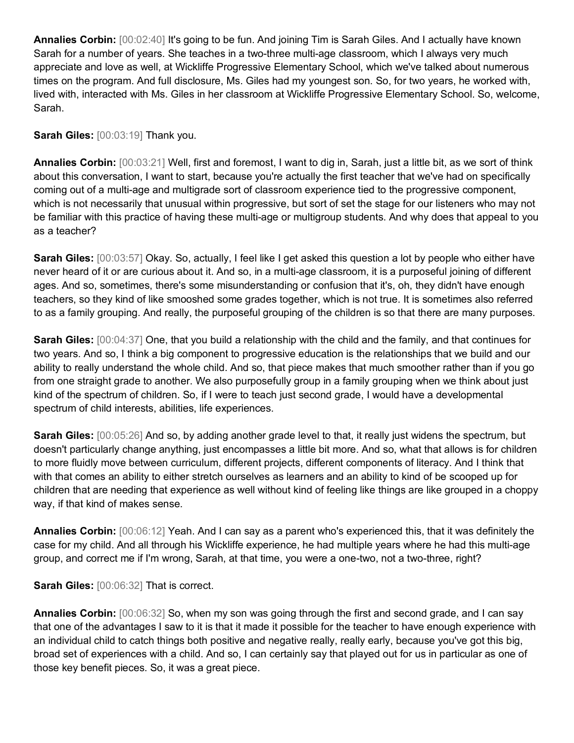**Annalies Corbin:** [00:02:40] It's going to be fun. And joining Tim is Sarah Giles. And I actually have known Sarah for a number of years. She teaches in a two-three multi-age classroom, which I always very much appreciate and love as well, at Wickliffe Progressive Elementary School, which we've talked about numerous times on the program. And full disclosure, Ms. Giles had my youngest son. So, for two years, he worked with, lived with, interacted with Ms. Giles in her classroom at Wickliffe Progressive Elementary School. So, welcome, Sarah.

**Sarah Giles:** [00:03:19] Thank you.

**Annalies Corbin:** [00:03:21] Well, first and foremost, I want to dig in, Sarah, just a little bit, as we sort of think about this conversation, I want to start, because you're actually the first teacher that we've had on specifically coming out of a multi-age and multigrade sort of classroom experience tied to the progressive component, which is not necessarily that unusual within progressive, but sort of set the stage for our listeners who may not be familiar with this practice of having these multi-age or multigroup students. And why does that appeal to you as a teacher?

**Sarah Giles:** [00:03:57] Okay. So, actually, I feel like I get asked this question a lot by people who either have never heard of it or are curious about it. And so, in a multi-age classroom, it is a purposeful joining of different ages. And so, sometimes, there's some misunderstanding or confusion that it's, oh, they didn't have enough teachers, so they kind of like smooshed some grades together, which is not true. It is sometimes also referred to as a family grouping. And really, the purposeful grouping of the children is so that there are many purposes.

**Sarah Giles:** [00:04:37] One, that you build a relationship with the child and the family, and that continues for two years. And so, I think a big component to progressive education is the relationships that we build and our ability to really understand the whole child. And so, that piece makes that much smoother rather than if you go from one straight grade to another. We also purposefully group in a family grouping when we think about just kind of the spectrum of children. So, if I were to teach just second grade, I would have a developmental spectrum of child interests, abilities, life experiences.

**Sarah Giles:** [00:05:26] And so, by adding another grade level to that, it really just widens the spectrum, but doesn't particularly change anything, just encompasses a little bit more. And so, what that allows is for children to more fluidly move between curriculum, different projects, different components of literacy. And I think that with that comes an ability to either stretch ourselves as learners and an ability to kind of be scooped up for children that are needing that experience as well without kind of feeling like things are like grouped in a choppy way, if that kind of makes sense.

**Annalies Corbin:** [00:06:12] Yeah. And I can say as a parent who's experienced this, that it was definitely the case for my child. And all through his Wickliffe experience, he had multiple years where he had this multi-age group, and correct me if I'm wrong, Sarah, at that time, you were a one-two, not a two-three, right?

**Sarah Giles:** [00:06:32] That is correct.

**Annalies Corbin:** [00:06:32] So, when my son was going through the first and second grade, and I can say that one of the advantages I saw to it is that it made it possible for the teacher to have enough experience with an individual child to catch things both positive and negative really, really early, because you've got this big, broad set of experiences with a child. And so, I can certainly say that played out for us in particular as one of those key benefit pieces. So, it was a great piece.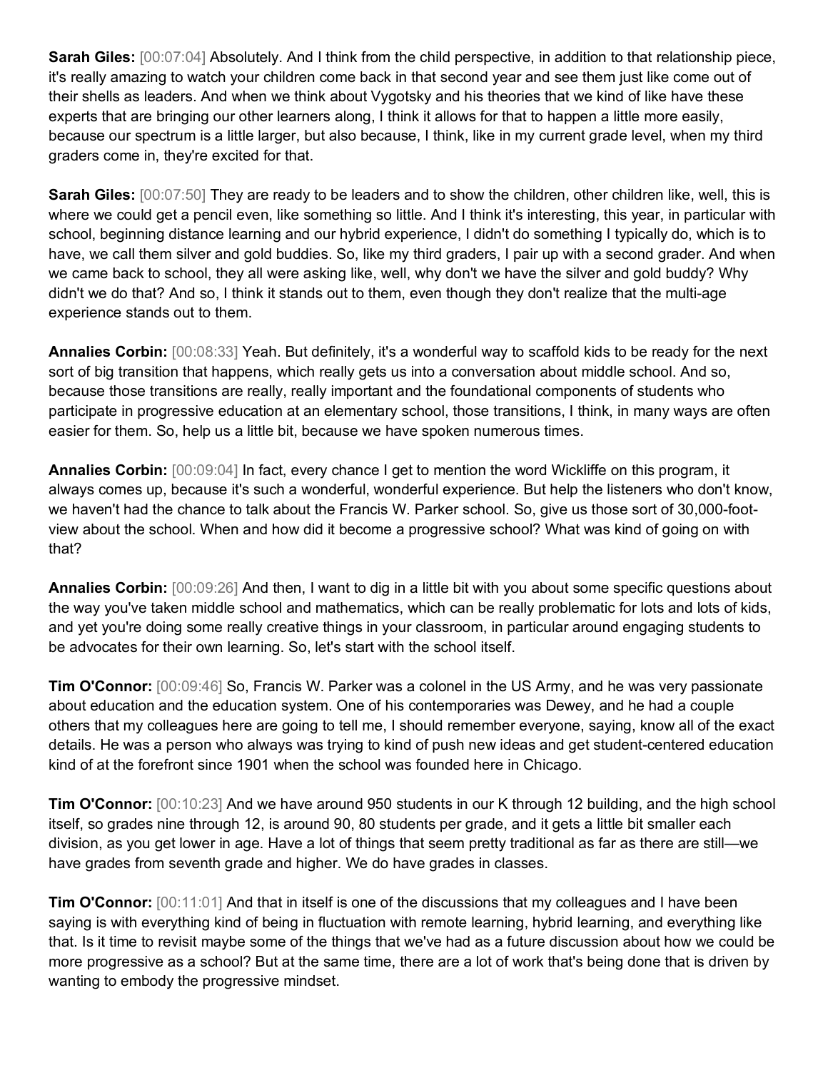**Sarah Giles:** [00:07:04] Absolutely. And I think from the child perspective, in addition to that relationship piece, it's really amazing to watch your children come back in that second year and see them just like come out of their shells as leaders. And when we think about Vygotsky and his theories that we kind of like have these experts that are bringing our other learners along, I think it allows for that to happen a little more easily, because our spectrum is a little larger, but also because, I think, like in my current grade level, when my third graders come in, they're excited for that.

**Sarah Giles:** [00:07:50] They are ready to be leaders and to show the children, other children like, well, this is where we could get a pencil even, like something so little. And I think it's interesting, this year, in particular with school, beginning distance learning and our hybrid experience, I didn't do something I typically do, which is to have, we call them silver and gold buddies. So, like my third graders, I pair up with a second grader. And when we came back to school, they all were asking like, well, why don't we have the silver and gold buddy? Why didn't we do that? And so, I think it stands out to them, even though they don't realize that the multi-age experience stands out to them.

**Annalies Corbin:** [00:08:33] Yeah. But definitely, it's a wonderful way to scaffold kids to be ready for the next sort of big transition that happens, which really gets us into a conversation about middle school. And so, because those transitions are really, really important and the foundational components of students who participate in progressive education at an elementary school, those transitions, I think, in many ways are often easier for them. So, help us a little bit, because we have spoken numerous times.

**Annalies Corbin:** [00:09:04] In fact, every chance I get to mention the word Wickliffe on this program, it always comes up, because it's such a wonderful, wonderful experience. But help the listeners who don't know, we haven't had the chance to talk about the Francis W. Parker school. So, give us those sort of 30,000-foot-view about the school. When and how did it become a progressive school? What was kind of going on with that?

**Annalies Corbin:** [00:09:26] And then, I want to dig in a little bit with you about some specific questions about the way you've taken middle school and mathematics, which can be really problematic for lots and lots of kids, and yet you're doing some really creative things in your classroom, in particular around engaging students to be advocates for their own learning. So, let's start with the school itself.

**Tim O'Connor:** [00:09:46] So, Francis W. Parker was a colonel in the US Army, and he was very passionate about education and the education system. One of his contemporaries was Dewey, and he had a couple others that my colleagues here are going to tell me, I should remember everyone, saying, know all of the exact details. He was a person who always was trying to kind of push new ideas and get student-centered education kind of at the forefront since 1901 when the school was founded here in Chicago.

**Tim O'Connor:** [00:10:23] And we have around 950 students in our K through 12 building, and the high school itself, so grades nine through 12, is around 90, 80 students per grade, and it gets a little bit smaller each division, as you get lower in age. Have a lot of things that seem pretty traditional as far as there are still—we have grades from seventh grade and higher. We do have grades in classes.

**Tim O'Connor:** [00:11:01] And that in itself is one of the discussions that my colleagues and I have been saying is with everything kind of being in fluctuation with remote learning, hybrid learning, and everything like that. Is it time to revisit maybe some of the things that we've had as a future discussion about how we could be more progressive as a school? But at the same time, there are a lot of work that's being done that is driven by wanting to embody the progressive mindset.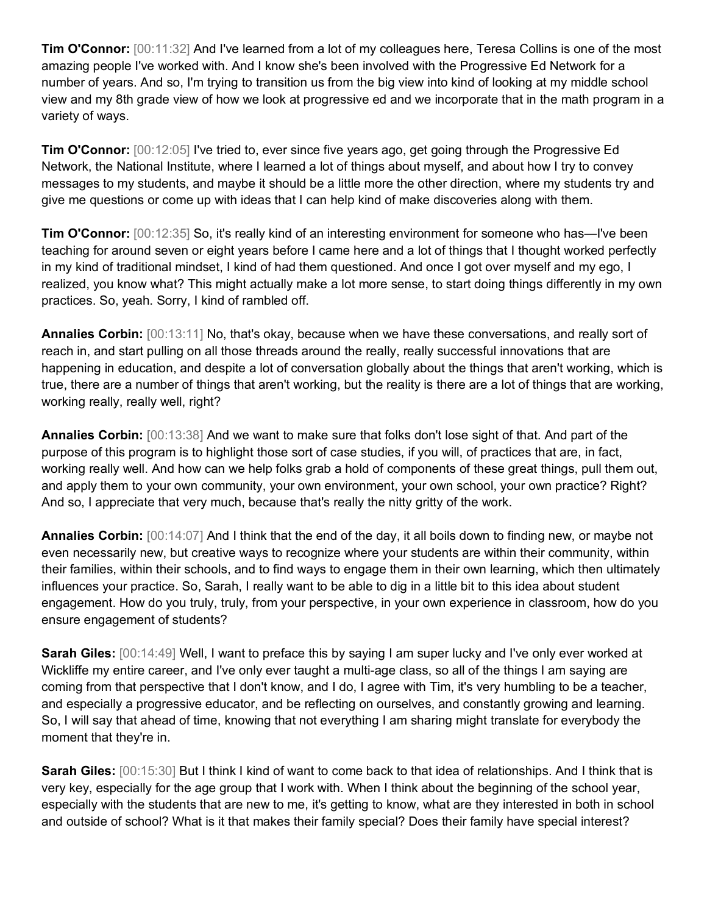**Tim O'Connor:** [00:11:32] And I've learned from a lot of my colleagues here, Teresa Collins is one of the most amazing people I've worked with. And I know she's been involved with the Progressive Ed Network for a number of years. And so, I'm trying to transition us from the big view into kind of looking at my middle school view and my 8th grade view of how we look at progressive ed and we incorporate that in the math program in a variety of ways.

**Tim O'Connor:** [00:12:05] I've tried to, ever since five years ago, get going through the Progressive Ed Network, the National Institute, where I learned a lot of things about myself, and about how I try to convey messages to my students, and maybe it should be a little more the other direction, where my students try and give me questions or come up with ideas that I can help kind of make discoveries along with them.

**Tim O'Connor:** [00:12:35] So, it's really kind of an interesting environment for someone who has—I've been teaching for around seven or eight years before I came here and a lot of things that I thought worked perfectly in my kind of traditional mindset, I kind of had them questioned. And once I got over myself and my ego, I realized, you know what? This might actually make a lot more sense, to start doing things differently in my own practices. So, yeah. Sorry, I kind of rambled off.

**Annalies Corbin:** [00:13:11] No, that's okay, because when we have these conversations, and really sort of reach in, and start pulling on all those threads around the really, really successful innovations that are happening in education, and despite a lot of conversation globally about the things that aren't working, which is true, there are a number of things that aren't working, but the reality is there are a lot of things that are working, working really, really well, right?

**Annalies Corbin:** [00:13:38] And we want to make sure that folks don't lose sight of that. And part of the purpose of this program is to highlight those sort of case studies, if you will, of practices that are, in fact, working really well. And how can we help folks grab a hold of components of these great things, pull them out, and apply them to your own community, your own environment, your own school, your own practice? Right? And so, I appreciate that very much, because that's really the nitty gritty of the work.

**Annalies Corbin:** [00:14:07] And I think that the end of the day, it all boils down to finding new, or maybe not even necessarily new, but creative ways to recognize where your students are within their community, within their families, within their schools, and to find ways to engage them in their own learning, which then ultimately influences your practice. So, Sarah, I really want to be able to dig in a little bit to this idea about student engagement. How do you truly, truly, from your perspective, in your own experience in classroom, how do you ensure engagement of students?

**Sarah Giles:** [00:14:49] Well, I want to preface this by saying I am super lucky and I've only ever worked at Wickliffe my entire career, and I've only ever taught a multi-age class, so all of the things I am saying are coming from that perspective that I don't know, and I do, I agree with Tim, it's very humbling to be a teacher, and especially a progressive educator, and be reflecting on ourselves, and constantly growing and learning. So, I will say that ahead of time, knowing that not everything I am sharing might translate for everybody the moment that they're in.

**Sarah Giles:** [00:15:30] But I think I kind of want to come back to that idea of relationships. And I think that is very key, especially for the age group that I work with. When I think about the beginning of the school year, especially with the students that are new to me, it's getting to know, what are they interested in both in school and outside of school? What is it that makes their family special? Does their family have special interest?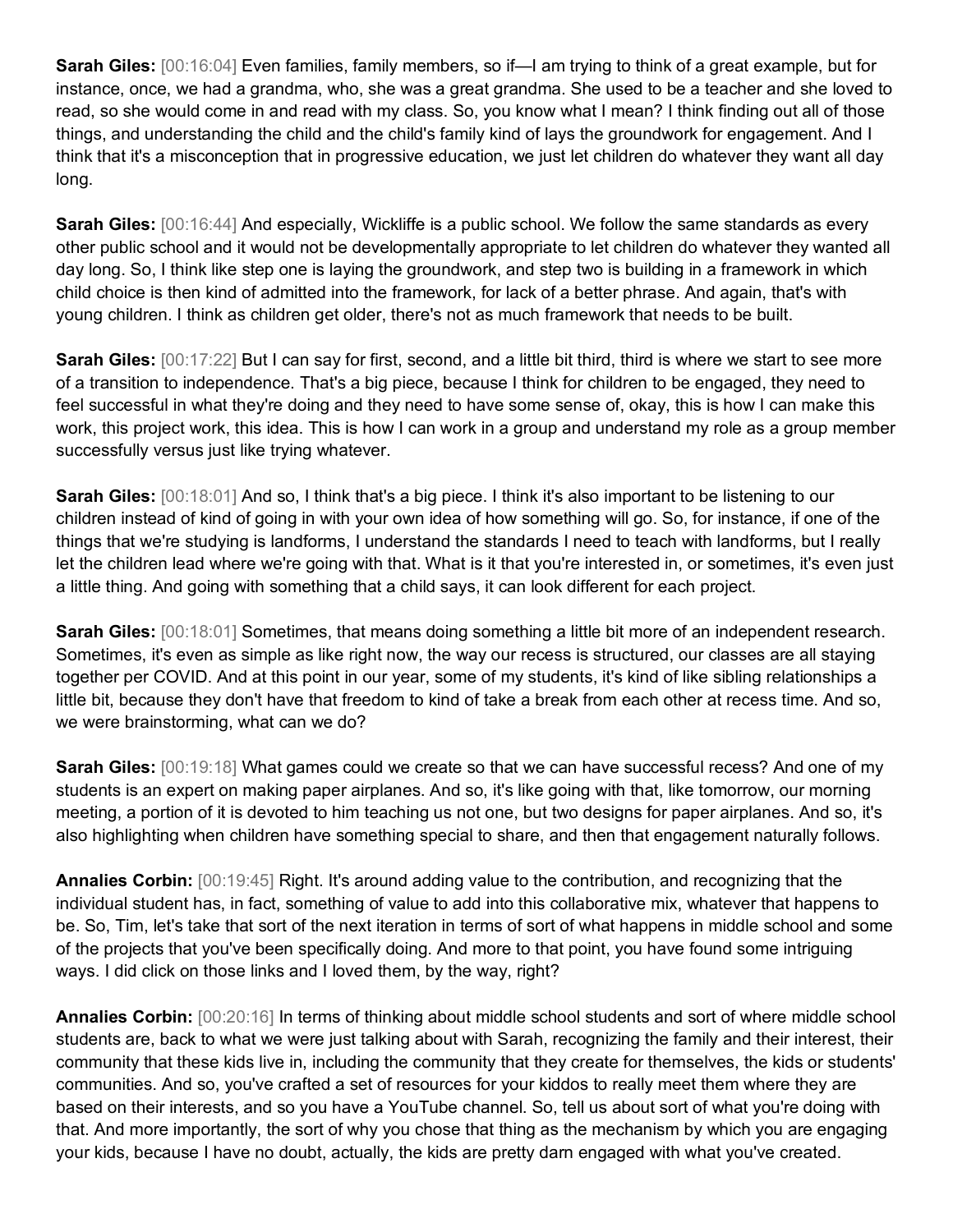**Sarah Giles:** [00:16:04] Even families, family members, so if—I am trying to think of a great example, but for instance, once, we had a grandma, who, she was a great grandma. She used to be a teacher and she loved to read, so she would come in and read with my class. So, you know what I mean? I think finding out all of those things, and understanding the child and the child's family kind of lays the groundwork for engagement. And I think that it's a misconception that in progressive education, we just let children do whatever they want all day long.

**Sarah Giles:** [00:16:44] And especially, Wickliffe is a public school. We follow the same standards as every other public school and it would not be developmentally appropriate to let children do whatever they wanted all day long. So, I think like step one is laying the groundwork, and step two is building in a framework in which child choice is then kind of admitted into the framework, for lack of a better phrase. And again, that's with young children. I think as children get older, there's not as much framework that needs to be built.

**Sarah Giles:** [00:17:22] But I can say for first, second, and a little bit third, third is where we start to see more of a transition to independence. That's a big piece, because I think for children to be engaged, they need to feel successful in what they're doing and they need to have some sense of, okay, this is how I can make this work, this project work, this idea. This is how I can work in a group and understand my role as a group member successfully versus just like trying whatever.

**Sarah Giles:** [00:18:01] And so, I think that's a big piece. I think it's also important to be listening to our children instead of kind of going in with your own idea of how something will go. So, for instance, if one of the things that we're studying is landforms, I understand the standards I need to teach with landforms, but I really let the children lead where we're going with that. What is it that you're interested in, or sometimes, it's even just a little thing. And going with something that a child says, it can look different for each project.

**Sarah Giles:** [00:18:01] Sometimes, that means doing something a little bit more of an independent research. Sometimes, it's even as simple as like right now, the way our recess is structured, our classes are all staying together per COVID. And at this point in our year, some of my students, it's kind of like sibling relationships a little bit, because they don't have that freedom to kind of take a break from each other at recess time. And so, we were brainstorming, what can we do?

**Sarah Giles:** [00:19:18] What games could we create so that we can have successful recess? And one of my students is an expert on making paper airplanes. And so, it's like going with that, like tomorrow, our morning meeting, a portion of it is devoted to him teaching us not one, but two designs for paper airplanes. And so, it's also highlighting when children have something special to share, and then that engagement naturally follows.

**Annalies Corbin:** [00:19:45] Right. It's around adding value to the contribution, and recognizing that the individual student has, in fact, something of value to add into this collaborative mix, whatever that happens to be. So, Tim, let's take that sort of the next iteration in terms of sort of what happens in middle school and some of the projects that you've been specifically doing. And more to that point, you have found some intriguing ways. I did click on those links and I loved them, by the way, right?

**Annalies Corbin:** [00:20:16] In terms of thinking about middle school students and sort of where middle school students are, back to what we were just talking about with Sarah, recognizing the family and their interest, their community that these kids live in, including the community that they create for themselves, the kids or students' communities. And so, you've crafted a set of resources for your kiddos to really meet them where they are based on their interests, and so you have a YouTube channel. So, tell us about sort of what you're doing with that. And more importantly, the sort of why you chose that thing as the mechanism by which you are engaging your kids, because I have no doubt, actually, the kids are pretty darn engaged with what you've created.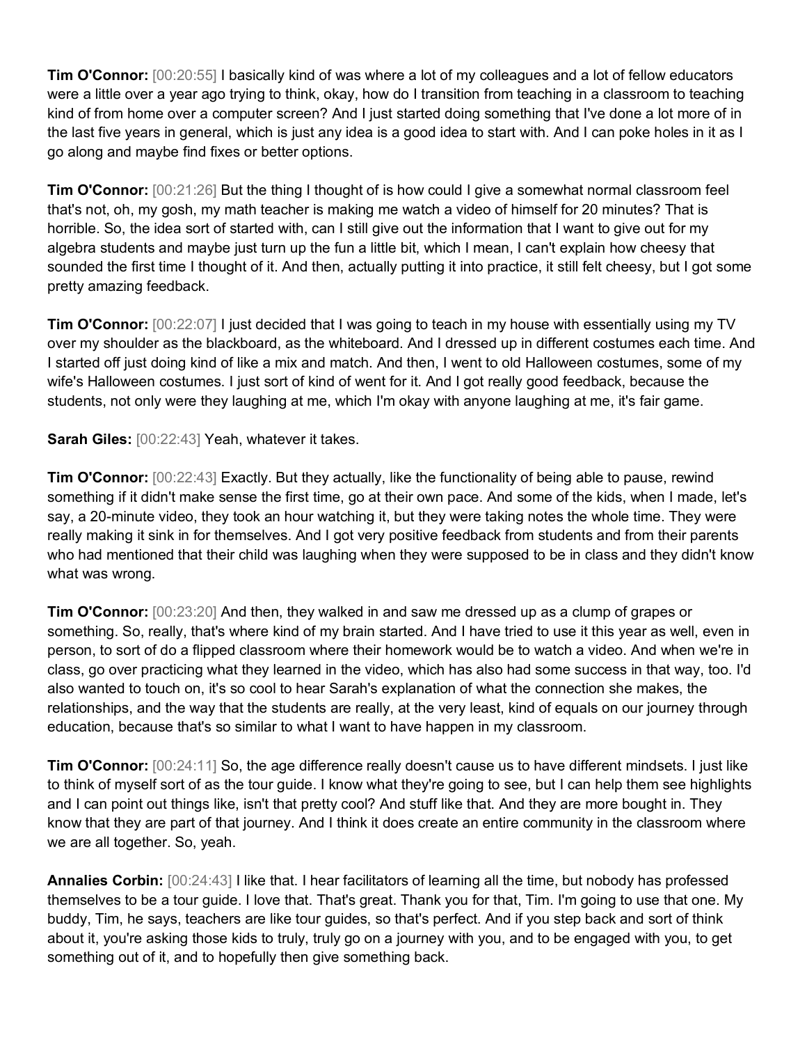**Tim O'Connor:** [00:20:55] I basically kind of was where a lot of my colleagues and a lot of fellow educators were a little over a year ago trying to think, okay, how do I transition from teaching in a classroom to teaching kind of from home over a computer screen? And I just started doing something that I've done a lot more of in the last five years in general, which is just any idea is a good idea to start with. And I can poke holes in it as I go along and maybe find fixes or better options.

**Tim O'Connor:** [00:21:26] But the thing I thought of is how could I give a somewhat normal classroom feel that's not, oh, my gosh, my math teacher is making me watch a video of himself for 20 minutes? That is horrible. So, the idea sort of started with, can I still give out the information that I want to give out for my algebra students and maybe just turn up the fun a little bit, which I mean, I can't explain how cheesy that sounded the first time I thought of it. And then, actually putting it into practice, it still felt cheesy, but I got some pretty amazing feedback.

**Tim O'Connor:** [00:22:07] I just decided that I was going to teach in my house with essentially using my TV over my shoulder as the blackboard, as the whiteboard. And I dressed up in different costumes each time. And I started off just doing kind of like a mix and match. And then, I went to old Halloween costumes, some of my wife's Halloween costumes. I just sort of kind of went for it. And I got really good feedback, because the students, not only were they laughing at me, which I'm okay with anyone laughing at me, it's fair game.

**Sarah Giles:** [00:22:43] Yeah, whatever it takes.

**Tim O'Connor:** [00:22:43] Exactly. But they actually, like the functionality of being able to pause, rewind something if it didn't make sense the first time, go at their own pace. And some of the kids, when I made, let's say, a 20-minute video, they took an hour watching it, but they were taking notes the whole time. They were really making it sink in for themselves. And I got very positive feedback from students and from their parents who had mentioned that their child was laughing when they were supposed to be in class and they didn't know what was wrong.

**Tim O'Connor:** [00:23:20] And then, they walked in and saw me dressed up as a clump of grapes or something. So, really, that's where kind of my brain started. And I have tried to use it this year as well, even in person, to sort of do a flipped classroom where their homework would be to watch a video. And when we're in class, go over practicing what they learned in the video, which has also had some success in that way, too. I'd also wanted to touch on, it's so cool to hear Sarah's explanation of what the connection she makes, the relationships, and the way that the students are really, at the very least, kind of equals on our journey through education, because that's so similar to what I want to have happen in my classroom.

**Tim O'Connor:** [00:24:11] So, the age difference really doesn't cause us to have different mindsets. I just like to think of myself sort of as the tour guide. I know what they're going to see, but I can help them see highlights and I can point out things like, isn't that pretty cool? And stuff like that. And they are more bought in. They know that they are part of that journey. And I think it does create an entire community in the classroom where we are all together. So, yeah.

**Annalies Corbin:** [00:24:43] I like that. I hear facilitators of learning all the time, but nobody has professed themselves to be a tour guide. I love that. That's great. Thank you for that, Tim. I'm going to use that one. My buddy, Tim, he says, teachers are like tour guides, so that's perfect. And if you step back and sort of think about it, you're asking those kids to truly, truly go on a journey with you, and to be engaged with you, to get something out of it, and to hopefully then give something back.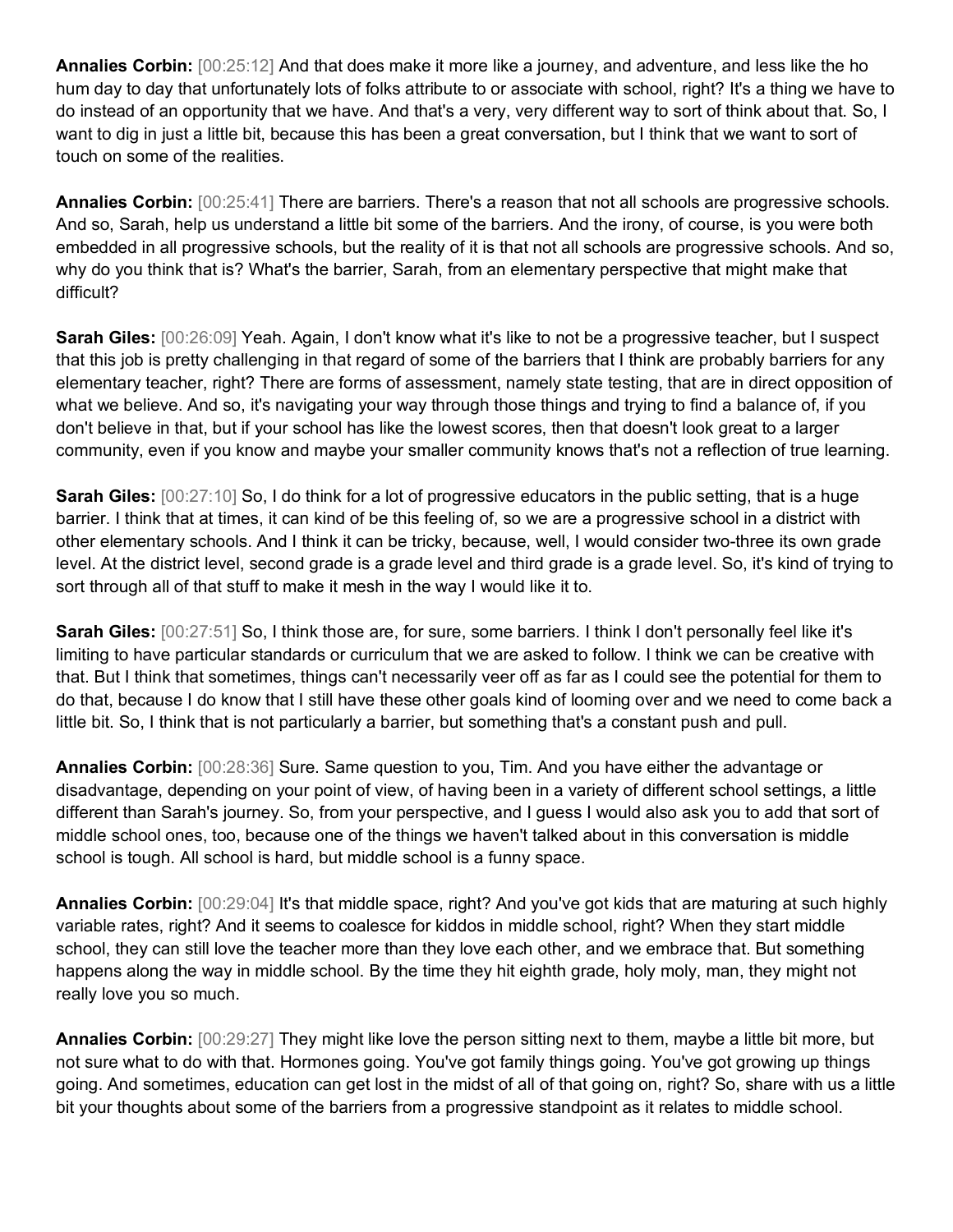**Annalies Corbin:** [00:25:12] And that does make it more like a journey, and adventure, and less like the ho hum day to day that unfortunately lots of folks attribute to or associate with school, right? It's a thing we have to do instead of an opportunity that we have. And that's a very, very different way to sort of think about that. So, I want to dig in just a little bit, because this has been a great conversation, but I think that we want to sort of touch on some of the realities.

**Annalies Corbin:** [00:25:41] There are barriers. There's a reason that not all schools are progressive schools. And so, Sarah, help us understand a little bit some of the barriers. And the irony, of course, is you were both embedded in all progressive schools, but the reality of it is that not all schools are progressive schools. And so, why do you think that is? What's the barrier, Sarah, from an elementary perspective that might make that difficult?

**Sarah Giles:** [00:26:09] Yeah. Again, I don't know what it's like to not be a progressive teacher, but I suspect that this job is pretty challenging in that regard of some of the barriers that I think are probably barriers for any elementary teacher, right? There are forms of assessment, namely state testing, that are in direct opposition of what we believe. And so, it's navigating your way through those things and trying to find a balance of, if you don't believe in that, but if your school has like the lowest scores, then that doesn't look great to a larger community, even if you know and maybe your smaller community knows that's not a reflection of true learning.

**Sarah Giles:** [00:27:10] So, I do think for a lot of progressive educators in the public setting, that is a huge barrier. I think that at times, it can kind of be this feeling of, so we are a progressive school in a district with other elementary schools. And I think it can be tricky, because, well, I would consider two-three its own grade level. At the district level, second grade is a grade level and third grade is a grade level. So, it's kind of trying to sort through all of that stuff to make it mesh in the way I would like it to.

**Sarah Giles:** [00:27:51] So, I think those are, for sure, some barriers. I think I don't personally feel like it's limiting to have particular standards or curriculum that we are asked to follow. I think we can be creative with that. But I think that sometimes, things can't necessarily veer off as far as I could see the potential for them to do that, because I do know that I still have these other goals kind of looming over and we need to come back a little bit. So, I think that is not particularly a barrier, but something that's a constant push and pull.

**Annalies Corbin:** [00:28:36] Sure. Same question to you, Tim. And you have either the advantage or disadvantage, depending on your point of view, of having been in a variety of different school settings, a little different than Sarah's journey. So, from your perspective, and I guess I would also ask you to add that sort of middle school ones, too, because one of the things we haven't talked about in this conversation is middle school is tough. All school is hard, but middle school is a funny space.

**Annalies Corbin:** [00:29:04] It's that middle space, right? And you've got kids that are maturing at such highly variable rates, right? And it seems to coalesce for kiddos in middle school, right? When they start middle school, they can still love the teacher more than they love each other, and we embrace that. But something happens along the way in middle school. By the time they hit eighth grade, holy moly, man, they might not really love you so much.

**Annalies Corbin:** [00:29:27] They might like love the person sitting next to them, maybe a little bit more, but not sure what to do with that. Hormones going. You've got family things going. You've got growing up things going. And sometimes, education can get lost in the midst of all of that going on, right? So, share with us a little bit your thoughts about some of the barriers from a progressive standpoint as it relates to middle school.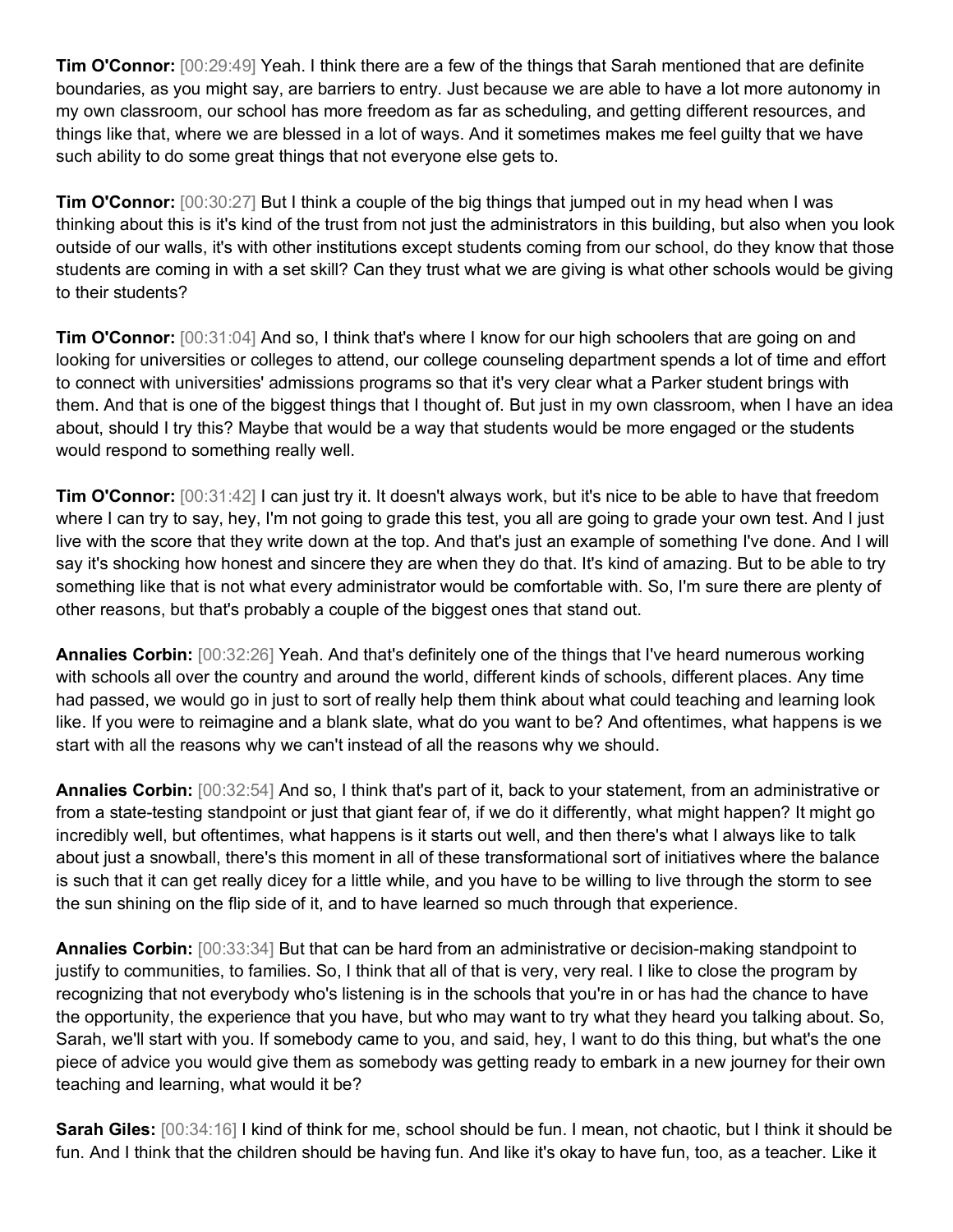**Tim O'Connor:** [00:29:49] Yeah. I think there are a few of the things that Sarah mentioned that are definite boundaries, as you might say, are barriers to entry. Just because we are able to have a lot more autonomy in my own classroom, our school has more freedom as far as scheduling, and getting different resources, and things like that, where we are blessed in a lot of ways. And it sometimes makes me feel guilty that we have such ability to do some great things that not everyone else gets to.

**Tim O'Connor:** [00:30:27] But I think a couple of the big things that jumped out in my head when I was thinking about this is it's kind of the trust from not just the administrators in this building, but also when you look outside of our walls, it's with other institutions except students coming from our school, do they know that those students are coming in with a set skill? Can they trust what we are giving is what other schools would be giving to their students?

**Tim O'Connor:** [00:31:04] And so, I think that's where I know for our high schoolers that are going on and looking for universities or colleges to attend, our college counseling department spends a lot of time and effort to connect with universities' admissions programs so that it's very clear what a Parker student brings with them. And that is one of the biggest things that I thought of. But just in my own classroom, when I have an idea about, should I try this? Maybe that would be a way that students would be more engaged or the students would respond to something really well.

**Tim O'Connor:** [00:31:42] I can just try it. It doesn't always work, but it's nice to be able to have that freedom where I can try to say, hey, I'm not going to grade this test, you all are going to grade your own test. And I just live with the score that they write down at the top. And that's just an example of something I've done. And I will say it's shocking how honest and sincere they are when they do that. It's kind of amazing. But to be able to try something like that is not what every administrator would be comfortable with. So, I'm sure there are plenty of other reasons, but that's probably a couple of the biggest ones that stand out.

**Annalies Corbin:** [00:32:26] Yeah. And that's definitely one of the things that I've heard numerous working with schools all over the country and around the world, different kinds of schools, different places. Any time had passed, we would go in just to sort of really help them think about what could teaching and learning look like. If you were to reimagine and a blank slate, what do you want to be? And oftentimes, what happens is we start with all the reasons why we can't instead of all the reasons why we should.

**Annalies Corbin:** [00:32:54] And so, I think that's part of it, back to your statement, from an administrative or from a state-testing standpoint or just that giant fear of, if we do it differently, what might happen? It might go incredibly well, but oftentimes, what happens is it starts out well, and then there's what I always like to talk about just a snowball, there's this moment in all of these transformational sort of initiatives where the balance is such that it can get really dicey for a little while, and you have to be willing to live through the storm to see the sun shining on the flip side of it, and to have learned so much through that experience.

**Annalies Corbin:** [00:33:34] But that can be hard from an administrative or decision-making standpoint to justify to communities, to families. So, I think that all of that is very, very real. I like to close the program by recognizing that not everybody who's listening is in the schools that you're in or has had the chance to have the opportunity, the experience that you have, but who may want to try what they heard you talking about. So, Sarah, we'll start with you. If somebody came to you, and said, hey, I want to do this thing, but what's the one piece of advice you would give them as somebody was getting ready to embark in a new journey for their own teaching and learning, what would it be?

**Sarah Giles:** [00:34:16] I kind of think for me, school should be fun. I mean, not chaotic, but I think it should be fun. And I think that the children should be having fun. And like it's okay to have fun, too, as a teacher. Like it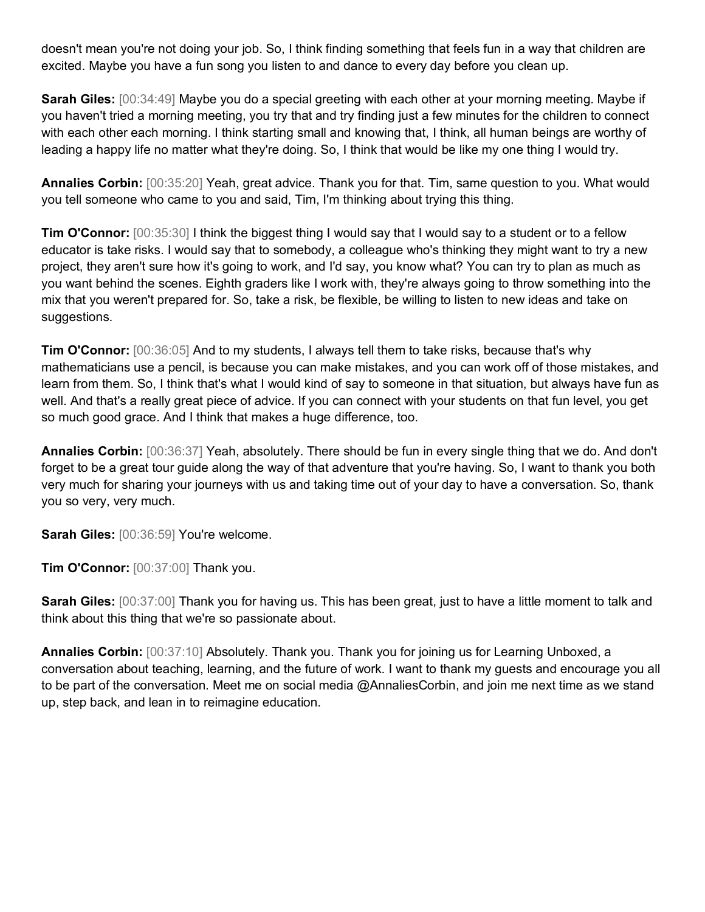doesn't mean you're not doing your job. So, I think finding something that feels fun in a way that children are excited. Maybe you have a fun song you listen to and dance to every day before you clean up.

**Sarah Giles:** [00:34:49] Maybe you do a special greeting with each other at your morning meeting. Maybe if you haven't tried a morning meeting, you try that and try finding just a few minutes for the children to connect with each other each morning. I think starting small and knowing that, I think, all human beings are worthy of leading a happy life no matter what they're doing. So, I think that would be like my one thing I would try.

**Annalies Corbin:** [00:35:20] Yeah, great advice. Thank you for that. Tim, same question to you. What would you tell someone who came to you and said, Tim, I'm thinking about trying this thing.

**Tim O'Connor:** [00:35:30] I think the biggest thing I would say that I would say to a student or to a fellow educator is take risks. I would say that to somebody, a colleague who's thinking they might want to try a new project, they aren't sure how it's going to work, and I'd say, you know what? You can try to plan as much as you want behind the scenes. Eighth graders like I work with, they're always going to throw something into the mix that you weren't prepared for. So, take a risk, be flexible, be willing to listen to new ideas and take on suggestions.

**Tim O'Connor:** [00:36:05] And to my students, I always tell them to take risks, because that's why mathematicians use a pencil, is because you can make mistakes, and you can work off of those mistakes, and learn from them. So, I think that's what I would kind of say to someone in that situation, but always have fun as well. And that's a really great piece of advice. If you can connect with your students on that fun level, you get so much good grace. And I think that makes a huge difference, too.

**Annalies Corbin:** [00:36:37] Yeah, absolutely. There should be fun in every single thing that we do. And don't forget to be a great tour guide along the way of that adventure that you're having. So, I want to thank you both very much for sharing your journeys with us and taking time out of your day to have a conversation. So, thank you so very, very much.

**Sarah Giles:** [00:36:59] You're welcome.

**Tim O'Connor:** [00:37:00] Thank you.

**Sarah Giles:** [00:37:00] Thank you for having us. This has been great, just to have a little moment to talk and think about this thing that we're so passionate about.

**Annalies Corbin:** [00:37:10] Absolutely. Thank you. Thank you for joining us for Learning Unboxed, a conversation about teaching, learning, and the future of work. I want to thank my guests and encourage you all to be part of the conversation. Meet me on social media @AnnaliesCorbin, and join me next time as we stand up, step back, and lean in to reimagine education.